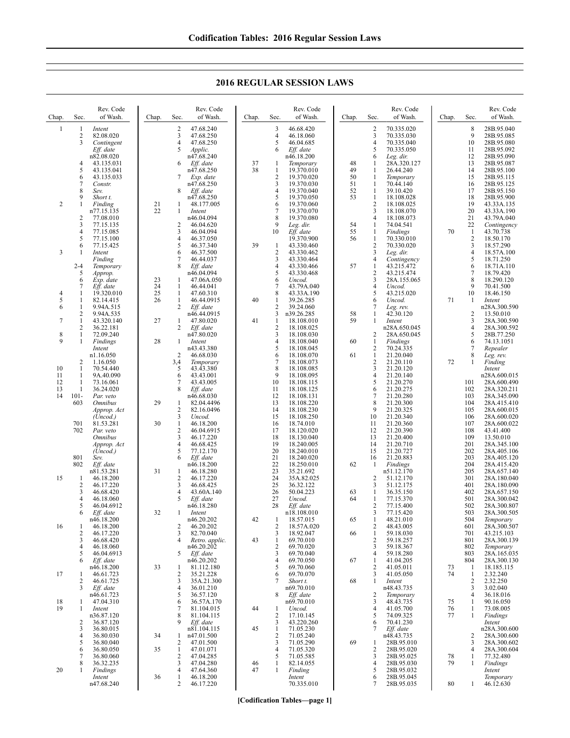# 2016 REGULAR SESSION LAWS

| Chap. | Sec. | Rev. Code of Wash. |
|---|---|---|
| 1 | 1 | *Intent* |
| | 2 | 82.08.020 |
| | 3 | *Contingent* |
| | | *Eff. date* |
| | | n82.08.020 |
| | 4 | 43.135.031 |
| | 5 | 43.135.041 |
| | 6 | 43.135.033 |
| | 7 | *Constr.* |
| | 8 | *Sev.* |
| | 9 | *Short t.* |
| 2 | 1 | *Finding* |
| | | n77.15.135 |
| | 2 | 77.08.010 |
| | 3 | 77.15.135 |
| | 4 | 77.15.085 |
| | 5 | 77.15.100 |
| | 6 | 77.15.425 |
| 3 | 1 | *Intent* |
| | | *Finding* |
| | 2-4 | *Temporary* |
| | 5 | *Approp.* |
| | 6 | *Exp. date* |
| | 7 | *Eff. date* |
| 4 | 1 | 19.320.010 |
| 5 | 1 | 82.14.415 |
| 6 | 1 | 9.94A.515 |
| | 2 | 9.94A.535 |
| 7 | 1 | 43.320.140 |
| | 2 | 36.22.181 |
| 8 | 1 | 72.09.240 |
| 9 | 1 | *Findings* |
| | | *Intent* |
| | | n1.16.050 |
| | 2 | 1.16.050 |
| 10 | 1 | 70.54.440 |
| 11 | 1 | 9A.40.090 |
| 12 | 1 | 73.16.061 |
| 13 | 1 | 36.24.020 |
| 14 | 101-603 | *Par. veto* |
| | | *Omnibus* |
| | | *Approp. Act* |
| | | *(Uncod.)* |
| | 701 | 81.53.281 |
| | 702 | *Par. veto* |
| | | *Omnibus* |
| | | *Approp. Act* |
| | | *(Uncod.)* |
| | 801 | *Sev.* |
| | 802 | *Eff. date* |
| | | n81.53.281 |
| 15 | 1 | 46.18.200 |
| | 2 | 46.17.220 |
| | 3 | 46.68.420 |
| | 4 | 46.18.060 |
| | 5 | 46.04.6912 |
| | 6 | *Eff. date* |
| | | n46.18.200 |
| 16 | 1 | 46.18.200 |
| | 2 | 46.17.220 |
| | 3 | 46.68.420 |
| | 4 | 46.18.060 |
| | 5 | 46.04.6913 |
| | 6 | *Eff. date* |
| | | n46.18.200 |
| 17 | 1 | 46.61.723 |
| | 2 | 46.61.725 |
| | 3 | *Eff. date* |
| | | n46.61.723 |
| 18 | 1 | 47.04.310 |
| 19 | 1 | *Intent* |
| | | n36.87.120 |
| | 2 | 36.87.120 |
| | 3 | 36.80.015 |
| | 4 | 36.80.030 |
| | 5 | 36.80.040 |
| | 6 | 36.80.050 |
| | 7 | 36.80.060 |
| | 8 | 36.32.235 |
| 20 | 1 | *Findings* |
| | | *Intent* |
| | | n47.68.240 |
| | 2 | 47.68.240 |
| | 3 | 47.68.250 |
| | 4 | 47.68.250 |
| | 5 | *Applic.* |
| | | n47.68.240 |
| | 6 | *Eff. date* |
| | | n47.68.250 |
| | 7 | *Exp. date* |
| | | n47.68.250 |
| | 8 | *Eff. date* |
| | | n47.68.250 |
| 21 | 1 | 48.177.005 |
| 22 | 1 | *Intent* |
| | | n46.04.094 |
| | 2 | 46.04.620 |
| | 3 | 46.04.094 |
| | 4 | 46.37.050 |
| | 5 | 46.37.340 |
| | 6 | 46.37.500 |
| | 7 | 46.44.037 |
| | 8 | *Eff. date* |
| | | n46.04.094 |
| 23 | 1 | 47.06A.050 |
| 24 | 1 | 46.44.041 |
| 25 | 1 | 47.60.310 |
| 26 | 1 | 46.44.0915 |
| | 2 | *Eff. date* |
| | | n46.44.0915 |
| 27 | 1 | 47.80.020 |
| | 2 | *Eff. date* |
| | | n47.80.020 |
| 28 | 1 | *Intent* |
| | | n43.43.380 |
| | 2 | 46.68.030 |
| | 3,4 | *Temporary* |
| | 5 | 43.43.380 |
| | 6 | 43.43.001 |
| | 7 | 43.43.005 |
| | 8 | *Eff. date* |
| | | n46.68.030 |
| 29 | 1 | 82.04.4496 |
| | 2 | 82.16.0496 |
| | 3 | *Uncod.* |
| 30 | 1 | 46.18.200 |
| | 2 | 46.04.6915 |
| | 3 | 46.17.220 |
| | 4 | 46.68.425 |
| | 5 | 77.12.170 |
| | 6 | *Eff. date* |
| | | n46.18.200 |
| 31 | 1 | 46.18.280 |
| | 2 | 46.17.220 |
| | 3 | 46.68.425 |
| | 4 | 43.60A.140 |
| | 5 | *Eff. date* |
| | | n46.18.280 |
| 32 | 1 | *Intent* |
| | | n46.20.202 |
| | 2 | 46.20.202 |
| | 3 | 82.70.040 |
| | 4 | *Retro. applic.* |
| | | n46.20.202 |
| | 5 | *Eff. date* |
| | | n46.20.202 |
| 33 | 1 | 81.112.180 |
| | 2 | 35.21.228 |
| | 3 | 35A.21.300 |
| | 4 | 36.01.210 |
| | 5 | 36.57.120 |
| | 6 | 36.57A.170 |
| | 7 | 81.104.015 |
| | 8 | 81.104.115 |
| | 9 | *Eff. date* |
| | | n81.104.115 |
| 34 | 1 | n47.01.500 |
| | 2 | 47.01.500 |
| 35 | 1 | 47.01.071 |
| | 2 | 47.04.285 |
| | 3 | 47.04.280 |
| | 4 | 47.64.360 |
| 36 | 1 | 46.18.200 |
| | 2 | 46.17.220 |
| | 3 | 46.68.420 |
| | 4 | 46.18.060 |
| | 5 | 46.04.685 |
| | 6 | *Eff. date* |
| | | n46.18.200 |
| 37 | 1 | *Temporary* |
| 38 | 1 | 19.370.010 |
| | 2 | 19.370.020 |
| | 3 | 19.370.030 |
| | 4 | 19.370.040 |
| | 5 | 19.370.050 |
| | 6 | 19.370.060 |
| | 7 | 19.370.070 |
| | 8 | 19.370.080 |
| | 9 | *Leg. dir.* |
| | 10 | *Eff. date* |
| | | 19.370.900 |
| 39 | 1 | 43.330.460 |
| | 2 | 43.330.462 |
| | 3 | 43.330.464 |
| | 4 | 43.330.466 |
| | 5 | 43.330.468 |
| | 6 | *Uncod.* |
| | 7 | 43.79A.040 |
| | 8 | 43.33A.190 |
| 40 | 1 | 39.26.285 |
| | 2 | 39.24.060 |
| | 3 | n39.26.285 |
| 41 | 1 | 18.108.010 |
| | 2 | 18.108.025 |
| | 3 | 18.108.030 |
| | 4 | 18.108.040 |
| | 5 | 18.108.045 |
| | 6 | 18.108.070 |
| | 7 | 18.108.073 |
| | 8 | 18.108.085 |
| | 9 | 18.108.095 |
| | 10 | 18.108.115 |
| | 11 | 18.108.125 |
| | 12 | 18.108.131 |
| | 13 | 18.108.220 |
| | 14 | 18.108.230 |
| | 15 | 18.108.250 |
| | 16 | 18.74.010 |
| | 17 | 18.120.020 |
| | 18 | 18.130.040 |
| | 19 | 18.240.005 |
| | 20 | 18.240.010 |
| | 21 | 18.240.020 |
| | 22 | 18.250.010 |
| | 23 | 35.21.692 |
| | 24 | 35A.82.025 |
| | 25 | 36.32.122 |
| | 26 | 50.04.223 |
| | 27 | *Uncod.* |
| | 28 | *Eff. date* |
| | | n18.108.010 |
| 42 | 1 | 18.57.015 |
| | 2 | 18.57A.020 |
| | 3 | 18.92.047 |
| 43 | 1 | 69.70.010 |
| | 2 | 69.70.020 |
| | 3 | 69.70.040 |
| | 4 | 69.70.050 |
| | 5 | 69.70.060 |
| | 6 | 69.70.070 |
| | 7 | *Short t.* |
| | | n69.70.010 |
| | 8 | *Eff. date* |
| | | n69.70.010 |
| 44 | 1 | *Uncod.* |
| | 2 | 17.10.145 |
| | 3 | 43.220.260 |
| 45 | 1 | 71.05.230 |
| | 2 | 71.05.240 |
| | 3 | 71.05.290 |
| | 4 | 71.05.320 |
| | 5 | 71.05.585 |
| 46 | 1 | 82.14.055 |
| 47 | 1 | *Finding* |
| | | *Intent* |
| | | 70.335.010 |
| | 2 | 70.335.020 |
| | 3 | 70.335.030 |
| | 4 | 70.335.040 |
| | 5 | 70.335.050 |
| | 6 | *Leg. dir.* |
| 48 | 1 | 28A.320.127 |
| 49 | 1 | 26.44.240 |
| 50 | 1 | *Temporary* |
| 51 | 1 | 70.44.140 |
| 52 | 1 | 39.10.420 |
| 53 | 1 | 18.108.028 |
| | 2 | 18.108.025 |
| | 3 | 18.108.070 |
| | 4 | 18.108.073 |
| 54 | 1 | 74.04.541 |
| 55 | 1 | *Findings* |
| 56 | 1 | 70.330.010 |
| | 2 | 70.330.020 |
| | 3 | *Leg. dir.* |
| | 4 | *Contingency* |
| 57 | 1 | 43.215.472 |
| | 2 | 43.215.474 |
| | 3 | 28A.155.065 |
| | 4 | *Uncod.* |
| | 5 | 43.215.020 |
| | 6 | *Uncod.* |
| | 7 | *Leg. rev.* |
| 58 | 1 | 42.30.120 |
| 59 | 1 | *Intent* |
| | | n28A.650.045 |
| | 2 | 28A.650.045 |
| 60 | 1 | *Findings* |
| | 2 | 70.24.335 |
| 61 | 1 | 21.20.040 |
| | 2 | 21.20.110 |
| | 3 | 21.20.120 |
| | 4 | 21.20.140 |
| | 5 | 21.20.270 |
| | 6 | 21.20.275 |
| | 7 | 21.20.280 |
| | 8 | 21.20.300 |
| | 9 | 21.20.325 |
| | 10 | 21.20.340 |
| | 11 | 21.20.360 |
| | 12 | 21.20.390 |
| | 13 | 21.20.400 |
| | 14 | 21.20.710 |
| | 15 | 21.20.727 |
| | 16 | 21.20.883 |
| 62 | 1 | *Findings* |
| | | n51.12.170 |
| | 2 | 51.12.170 |
| | 3 | 51.12.175 |
| 63 | 1 | 36.35.150 |
| 64 | 1 | 77.15.370 |
| | 2 | 77.15.400 |
| | 3 | 77.15.420 |
| 65 | 1 | 48.21.010 |
| | 2 | 48.43.005 |
| 66 | 1 | 59.18.030 |
| | 2 | 59.18.257 |
| | 3 | 59.18.367 |
| | 4 | 59.18.280 |
| 67 | 1 | 41.04.205 |
| | 2 | 41.05.011 |
| | 3 | 41.05.050 |
| 68 | 1 | *Intent* |
| | | n48.43.735 |
| | 2 | *Temporary* |
| | 3 | 48.43.735 |
| | 4 | 41.05.700 |
| | 5 | 74.09.325 |
| | 6 | 70.41.230 |
| | 7 | *Eff. date* |
| | | n48.43.735 |
| 69 | 1 | 28B.95.010 |
| | 2 | 28B.95.020 |
| | 3 | 28B.95.025 |
| | 4 | 28B.95.030 |
| | 5 | 28B.95.032 |
| | 6 | 28B.95.045 |
| | 7 | 28B.95.035 |
| | 8 | 28B.95.040 |
| | 9 | 28B.95.085 |
| | 10 | 28B.95.080 |
| | 11 | 28B.95.092 |
| | 12 | 28B.95.090 |
| | 13 | 28B.95.087 |
| | 14 | 28B.95.100 |
| | 15 | 28B.95.115 |
| | 16 | 28B.95.125 |
| | 17 | 28B.95.150 |
| | 18 | 28B.95.900 |
| | 19 | 43.33A.135 |
| | 20 | 43.33A.190 |
| | 21 | 43.79A.040 |
| | 22 | *Contingency* |
| 70 | 1 | 43.70.738 |
| | 2 | 18.50.170 |
| | 3 | 18.57.290 |
| | 4 | 18.57A.100 |
| | 5 | 18.71.250 |
| | 6 | 18.71A.110 |
| | 7 | 18.79.420 |
| | 8 | 18.290.120 |
| | 9 | 70.41.500 |
| | 10 | 18.46.150 |
| 71 | 1 | *Intent* |
| | | n28A.300.590 |
| | 2 | 13.50.010 |
| | 3 | 28A.300.590 |
| | 4 | 28A.300.592 |
| | 5 | 28B.77.250 |
| | 6 | 74.13.1051 |
| | 7 | *Repealer* |
| | 8 | *Leg. rev.* |
| 72 | 1 | *Finding* |
| | | *Intent* |
| | | n28A.600.015 |
| | 101 | 28A.600.490 |
| | 102 | 28A.320.211 |
| | 103 | 28A.345.090 |
| | 104 | 28A.415.410 |
| | 105 | 28A.600.015 |
| | 106 | 28A.600.020 |
| | 107 | 28A.600.022 |
| | 108 | 43.41.400 |
| | 109 | 13.50.010 |
| | 201 | 28A.345.100 |
| | 202 | 28A.405.106 |
| | 203 | 28A.405.120 |
| | 204 | 28A.415.420 |
| | 205 | 28A.657.140 |
| | 301 | 28A.180.040 |
| | 401 | 28A.180.090 |
| | 402 | 28A.657.150 |
| | 501 | 28A.300.042 |
| | 502 | 28A.300.807 |
| | 503 | 28A.300.505 |
| | 504 | *Temporary* |
| | 601 | 28A.300.507 |
| | 701 | 43.215.103 |
| | 801 | 28A.300.139 |
| | 802 | *Temporary* |
| | 803 | 28A.165.035 |
| | 804 | 28A.300.130 |
| 73 | 1 | 18.185.115 |
| 74 | 1 | 2.32.240 |
| | 2 | 2.32.250 |
| | 3 | 3.02.040 |
| | 4 | 36.18.016 |
| 75 | 1 | 90.16.050 |
| 76 | 1 | 73.08.005 |
| 77 | 1 | *Findings* |
| | | *Intent* |
| | | n28A.300.600 |
| | 2 | 28A.300.600 |
| | 3 | 28A.300.602 |
| | 4 | 28A.300.604 |
| 78 | 1 | 77.32.480 |
| 79 | 1 | *Findings* |
| | | *Intent* |
| | | *Temporary* |
| 80 | 1 | 46.12.630 |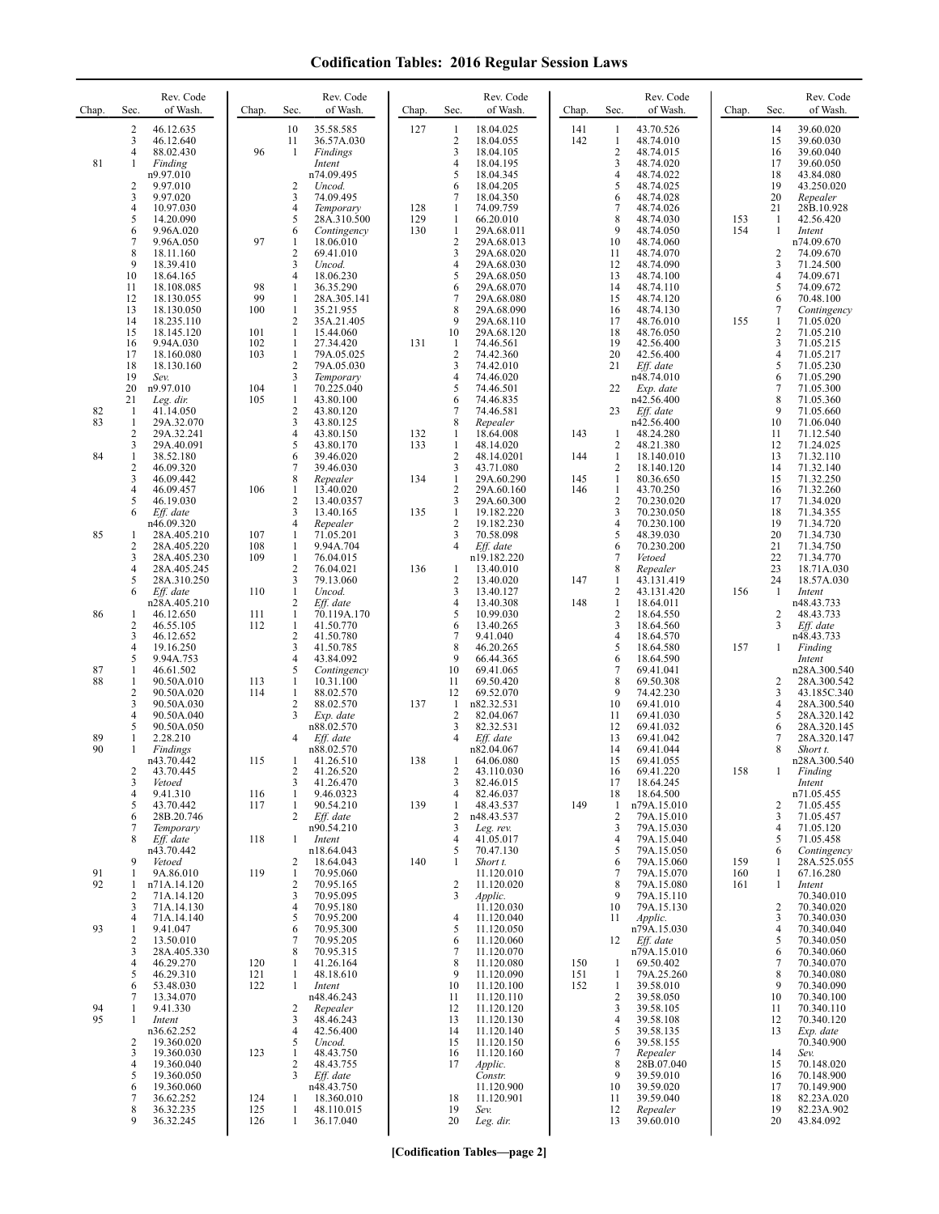# Codification Tables: 2016 Regular Session Laws

| Chap. | Sec. | Rev. Code of Wash. |
|---|---|---|
| | 2 | 46.12.635 |
| | 3 | 46.12.640 |
| | 4 | 88.02.430 |
| 81 | 1 | *Finding* n9.97.010 |
| | 2 | 9.97.010 |
| | 3 | 9.97.020 |
| | 4 | 10.97.030 |
| | 5 | 14.20.090 |
| | 6 | 9.96A.020 |
| | 7 | 9.96A.050 |
| | 8 | 18.11.160 |
| | 9 | 18.39.410 |
| | 10 | 18.64.165 |
| | 11 | 18.108.085 |
| | 12 | 18.130.055 |
| | 13 | 18.130.050 |
| | 14 | 18.235.110 |
| | 15 | 18.145.120 |
| | 16 | 9.94A.030 |
| | 17 | 18.160.080 |
| | 18 | 18.130.160 |
| | 19 | *Sev.* |
| | 20 | n9.97.010 |
| | 21 | *Leg. dir.* |
| 82 | 1 | 41.14.050 |
| 83 | 1 | 29A.32.070 |
| | 2 | 29A.32.241 |
| | 3 | 29A.40.091 |
| 84 | 1 | 38.52.180 |
| | 2 | 46.09.320 |
| | 3 | 46.09.442 |
| | 4 | 46.09.457 |
| | 5 | 46.19.030 |
| | 6 | *Eff. date* n46.09.320 |
| 85 | 1 | 28A.405.210 |
| | 2 | 28A.405.220 |
| | 3 | 28A.405.230 |
| | 4 | 28A.405.245 |
| | 5 | 28A.310.250 |
| | 6 | *Eff. date* n28A.405.210 |
| 86 | 1 | 46.12.650 |
| | 2 | 46.55.105 |
| | 3 | 46.12.652 |
| | 4 | 19.16.250 |
| | 5 | 9.94A.753 |
| 87 | 1 | 46.61.502 |
| 88 | 1 | 90.50A.010 |
| | 2 | 90.50A.020 |
| | 3 | 90.50A.030 |
| | 4 | 90.50A.040 |
| | 5 | 90.50A.050 |
| 89 | 1 | 2.28.210 |
| 90 | 1 | *Findings* n43.70.442 |
| | 2 | 43.70.445 |
| | 3 | *Vetoed* |
| | 4 | 9.41.310 |
| | 5 | 43.70.442 |
| | 6 | 28B.20.746 |
| | 7 | *Temporary* |
| | 8 | *Eff. date* n43.70.442 |
| | 9 | *Vetoed* |
| 91 | 1 | 9A.86.010 |
| 92 | 1 | n71A.14.120 |
| | 2 | 71A.14.120 |
| | 3 | 71A.14.130 |
| | 4 | 71A.14.140 |
| 93 | 1 | 9.41.047 |
| | 2 | 13.50.010 |
| | 3 | 28A.405.330 |
| | 4 | 46.29.270 |
| | 5 | 46.29.310 |
| | 6 | 53.48.030 |
| | 7 | 13.34.070 |
| 94 | 1 | 9.41.330 |
| 95 | 1 | *Intent* n36.62.252 |
| | 2 | 19.360.020 |
| | 3 | 19.360.030 |
| | 4 | 19.360.040 |
| | 5 | 19.360.050 |
| | 6 | 19.360.060 |
| | 7 | 36.62.252 |
| | 8 | 36.32.235 |
| | 9 | 36.32.245 |
| | 10 | 35.58.585 |
| | 11 | 36.57A.030 |
| 96 | 1 | *Findings Intent* n74.09.495 |
| | 2 | *Uncod.* |
| | 3 | 74.09.495 |
| | 4 | *Temporary* |
| | 5 | 28A.310.500 |
| | 6 | *Contingency* |
| 97 | 1 | 18.06.010 |
| | 2 | 69.41.010 |
| | 3 | *Uncod.* |
| | 4 | 18.06.230 |
| 98 | 1 | 36.35.290 |
| 99 | 1 | 28A.305.141 |
| 100 | 1 | 35.21.955 |
| | 2 | 35A.21.405 |
| 101 | 1 | 15.44.060 |
| 102 | 1 | 27.34.420 |
| 103 | 1 | 79A.05.025 |
| | 2 | 79A.05.030 |
| | 3 | *Temporary* |
| 104 | 1 | 70.225.040 |
| 105 | 1 | 43.80.100 |
| | 2 | 43.80.120 |
| | 3 | 43.80.125 |
| | 4 | 43.80.150 |
| | 5 | 43.80.170 |
| | 6 | 39.46.020 |
| | 7 | 39.46.030 |
| | 8 | *Repealer* |
| 106 | 1 | 13.40.020 |
| | 2 | 13.40.0357 |
| | 3 | 13.40.165 |
| | 4 | *Repealer* |
| 107 | 1 | 71.05.201 |
| 108 | 1 | 9.94A.704 |
| 109 | 1 | 76.04.015 |
| | 2 | 76.04.021 |
| | 3 | 79.13.060 |
| 110 | 1 | *Uncod.* |
| | 2 | *Eff. date* |
| 111 | 1 | 70.119A.170 |
| 112 | 1 | 41.50.770 |
| | 2 | 41.50.780 |
| | 3 | 41.50.785 |
| | 4 | 43.84.092 |
| | 5 | *Contingency* |
| 113 | 1 | 10.31.100 |
| 114 | 1 | 88.02.570 |
| | 2 | 88.02.570 |
| | 3 | *Exp. date* n88.02.570 |
| | 4 | *Eff. date* n88.02.570 |
| 115 | 1 | 41.26.510 |
| | 2 | 41.26.520 |
| | 3 | 41.26.470 |
| 116 | 1 | 9.46.0323 |
| 117 | 1 | 90.54.210 |
| | 2 | *Eff. date* n90.54.210 |
| 118 | 1 | *Intent* n18.64.043 |
| | 2 | 18.64.043 |
| 119 | 1 | 70.95.060 |
| | 2 | 70.95.165 |
| | 3 | 70.95.095 |
| | 4 | 70.95.180 |
| | 5 | 70.95.200 |
| | 6 | 70.95.300 |
| | 7 | 70.95.205 |
| | 8 | 70.95.315 |
| 120 | 1 | 41.26.164 |
| 121 | 1 | 48.18.610 |
| 122 | 1 | *Intent* n48.46.243 |
| | 2 | *Repealer* |
| | 3 | 48.46.243 |
| | 4 | 42.56.400 |
| | 5 | *Uncod.* |
| 123 | 1 | 48.43.750 |
| | 2 | 48.43.755 |
| | 3 | *Eff. date* n48.43.750 |
| 124 | 1 | 18.360.010 |
| 125 | 1 | 48.110.015 |
| 126 | 1 | 36.17.040 |
| 127 | 1 | 18.04.025 |
| | 2 | 18.04.055 |
| | 3 | 18.04.105 |
| | 4 | 18.04.195 |
| | 5 | 18.04.345 |
| | 6 | 18.04.205 |
| | 7 | 18.04.350 |
| 128 | 1 | 74.09.759 |
| 129 | 1 | 66.20.010 |
| 130 | 1 | 29A.68.011 |
| | 2 | 29A.68.013 |
| | 3 | 29A.68.020 |
| | 4 | 29A.68.030 |
| | 5 | 29A.68.050 |
| | 6 | 29A.68.070 |
| | 7 | 29A.68.080 |
| | 8 | 29A.68.090 |
| | 9 | 29A.68.110 |
| | 10 | 29A.68.120 |
| 131 | 1 | 74.46.561 |
| | 2 | 74.42.360 |
| | 3 | 74.42.010 |
| | 4 | 74.46.020 |
| | 5 | 74.46.501 |
| | 6 | 74.46.835 |
| | 7 | 74.46.581 |
| | 8 | *Repealer* |
| 132 | 1 | 18.64.008 |
| 133 | 1 | 48.14.020 |
| | 2 | 48.14.0201 |
| | 3 | 43.71.080 |
| 134 | 1 | 29A.60.290 |
| | 2 | 29A.60.160 |
| | 3 | 29A.60.300 |
| 135 | 1 | 19.182.220 |
| | 2 | 19.182.230 |
| | 3 | 70.58.098 |
| | 4 | *Eff. date* n19.182.220 |
| 136 | 1 | 13.40.010 |
| | 2 | 13.40.020 |
| | 3 | 13.40.127 |
| | 4 | 13.40.308 |
| | 5 | 10.99.030 |
| | 6 | 13.40.265 |
| | 7 | 9.41.040 |
| | 8 | 46.20.265 |
| | 9 | 66.44.365 |
| | 10 | 69.41.065 |
| | 11 | 69.50.420 |
| | 12 | 69.52.070 |
| 137 | 1 | n82.32.531 |
| | 2 | 82.04.067 |
| | 3 | 82.32.531 |
| | 4 | *Eff. date* n82.04.067 |
| 138 | 1 | 64.06.080 |
| | 2 | 43.110.030 |
| | 3 | 82.46.015 |
| | 4 | 82.46.037 |
| 139 | 1 | 48.43.537 |
| | 2 | n48.43.537 |
| | 3 | *Leg. rev.* |
| | 4 | 41.05.017 |
| | 5 | 70.47.130 |
| 140 | 1 | *Short t.* 11.120.010 |
| | 2 | 11.120.020 |
| | 3 | *Applic.* 11.120.030 |
| | 4 | 11.120.040 |
| | 5 | 11.120.050 |
| | 6 | 11.120.060 |
| | 7 | 11.120.070 |
| | 8 | 11.120.080 |
| | 9 | 11.120.090 |
| | 10 | 11.120.100 |
| | 11 | 11.120.110 |
| | 12 | 11.120.120 |
| | 13 | 11.120.130 |
| | 14 | 11.120.140 |
| | 15 | 11.120.150 |
| | 16 | 11.120.160 |
| | 17 | *Applic. Constr.* 11.120.900 |
| | 18 | 11.120.901 |
| | 19 | *Sev.* |
| | 20 | *Leg. dir.* |
| 141 | 1 | 43.70.526 |
| 142 | 1 | 48.74.010 |
| | 2 | 48.74.015 |
| | 3 | 48.74.020 |
| | 4 | 48.74.022 |
| | 5 | 48.74.025 |
| | 6 | 48.74.028 |
| | 7 | 48.74.026 |
| | 8 | 48.74.030 |
| | 9 | 48.74.050 |
| | 10 | 48.74.060 |
| | 11 | 48.74.070 |
| | 12 | 48.74.090 |
| | 13 | 48.74.100 |
| | 14 | 48.74.110 |
| | 15 | 48.74.120 |
| | 16 | 48.74.130 |
| | 17 | 48.76.010 |
| | 18 | 48.76.050 |
| | 19 | 42.56.400 |
| | 20 | 42.56.400 |
| | 21 | *Eff. date* n48.74.010 |
| | 22 | *Exp. date* n42.56.400 |
| | 23 | *Eff. date* n42.56.400 |
| 143 | 1 | 48.24.280 |
| | 2 | 48.21.380 |
| 144 | 1 | 18.140.010 |
| | 2 | 18.140.120 |
| 145 | 1 | 80.36.650 |
| 146 | 1 | 43.70.250 |
| | 2 | 70.230.020 |
| | 3 | 70.230.050 |
| | 4 | 70.230.100 |
| | 5 | 48.39.030 |
| | 6 | 70.230.200 |
| | 7 | *Vetoed* |
| | 8 | *Repealer* |
| 147 | 1 | 43.131.419 |
| | 2 | 43.131.420 |
| 148 | 1 | 18.64.011 |
| | 2 | 18.64.550 |
| | 3 | 18.64.560 |
| | 4 | 18.64.570 |
| | 5 | 18.64.580 |
| | 6 | 18.64.590 |
| | 7 | 69.41.041 |
| | 8 | 69.50.308 |
| | 9 | 74.42.230 |
| | 10 | 69.41.010 |
| | 11 | 69.41.030 |
| | 12 | 69.41.032 |
| | 13 | 69.41.042 |
| | 14 | 69.41.044 |
| | 15 | 69.41.055 |
| | 16 | 69.41.220 |
| | 17 | 18.64.245 |
| | 18 | 18.64.500 |
| 149 | 1 | n79A.15.010 |
| | 2 | 79A.15.010 |
| | 3 | 79A.15.030 |
| | 4 | 79A.15.040 |
| | 5 | 79A.15.050 |
| | 6 | 79A.15.060 |
| | 7 | 79A.15.070 |
| | 8 | 79A.15.080 |
| | 9 | 79A.15.110 |
| | 10 | 79A.15.130 |
| | 11 | *Applic.* n79A.15.030 |
| | 12 | *Eff. date* n79A.15.010 |
| 150 | 1 | 69.50.402 |
| 151 | 1 | 79A.25.260 |
| 152 | 1 | 39.58.010 |
| | 2 | 39.58.050 |
| | 3 | 39.58.105 |
| | 4 | 39.58.108 |
| | 5 | 39.58.135 |
| | 6 | 39.58.155 |
| | 7 | *Repealer* |
| | 8 | 28B.07.040 |
| | 9 | 39.59.010 |
| | 10 | 39.59.020 |
| | 11 | 39.59.040 |
| | 12 | *Repealer* |
| | 13 | 39.60.010 |
| | 14 | 39.60.020 |
| | 15 | 39.60.030 |
| | 16 | 39.60.040 |
| | 17 | 39.60.050 |
| | 18 | 43.84.080 |
| | 19 | 43.250.020 |
| | 20 | *Repealer* |
| | 21 | 28B.10.928 |
| 153 | 1 | 42.56.420 |
| 154 | 1 | *Intent* n74.09.670 |
| | 2 | 74.09.670 |
| | 3 | 71.24.500 |
| | 4 | 74.09.671 |
| | 5 | 74.09.672 |
| | 6 | 70.48.100 |
| | 7 | *Contingency* |
| 155 | 1 | 71.05.020 |
| | 2 | 71.05.210 |
| | 3 | 71.05.215 |
| | 4 | 71.05.217 |
| | 5 | 71.05.230 |
| | 6 | 71.05.290 |
| | 7 | 71.05.300 |
| | 8 | 71.05.360 |
| | 9 | 71.05.660 |
| | 10 | 71.06.040 |
| | 11 | 71.12.540 |
| | 12 | 71.24.025 |
| | 13 | 71.32.110 |
| | 14 | 71.32.140 |
| | 15 | 71.32.250 |
| | 16 | 71.32.260 |
| | 17 | 71.34.020 |
| | 18 | 71.34.355 |
| | 19 | 71.34.720 |
| | 20 | 71.34.730 |
| | 21 | 71.34.750 |
| | 22 | 71.34.770 |
| | 23 | 18.71A.030 |
| | 24 | 18.57A.030 |
| 156 | 1 | *Intent* n48.43.733 |
| | 2 | 48.43.733 |
| | 3 | *Eff. date* n48.43.733 |
| 157 | 1 | *Finding Intent* n28A.300.540 |
| | 2 | 28A.300.542 |
| | 3 | 43.185C.340 |
| | 4 | 28A.300.540 |
| | 5 | 28A.320.142 |
| | 6 | 28A.320.145 |
| | 7 | 28A.320.147 |
| | 8 | *Short t.* n28A.300.540 |
| 158 | 1 | *Finding Intent* n71.05.455 |
| | 2 | 71.05.455 |
| | 3 | 71.05.457 |
| | 4 | 71.05.120 |
| | 5 | 71.05.458 |
| | 6 | *Contingency* |
| 159 | 1 | 28A.525.055 |
| 160 | 1 | 67.16.280 |
| 161 | 1 | *Intent* 70.340.010 |
| | 2 | 70.340.020 |
| | 3 | 70.340.030 |
| | 4 | 70.340.040 |
| | 5 | 70.340.050 |
| | 6 | 70.340.060 |
| | 7 | 70.340.070 |
| | 8 | 70.340.080 |
| | 9 | 70.340.090 |
| | 10 | 70.340.100 |
| | 11 | 70.340.110 |
| | 12 | 70.340.120 |
| | 13 | *Exp. date* 70.340.900 |
| | 14 | *Sev.* |
| | 15 | 70.148.020 |
| | 16 | 70.148.900 |
| | 17 | 70.149.900 |
| | 18 | 82.23A.020 |
| | 19 | 82.23A.902 |
| | 20 | 43.84.092 |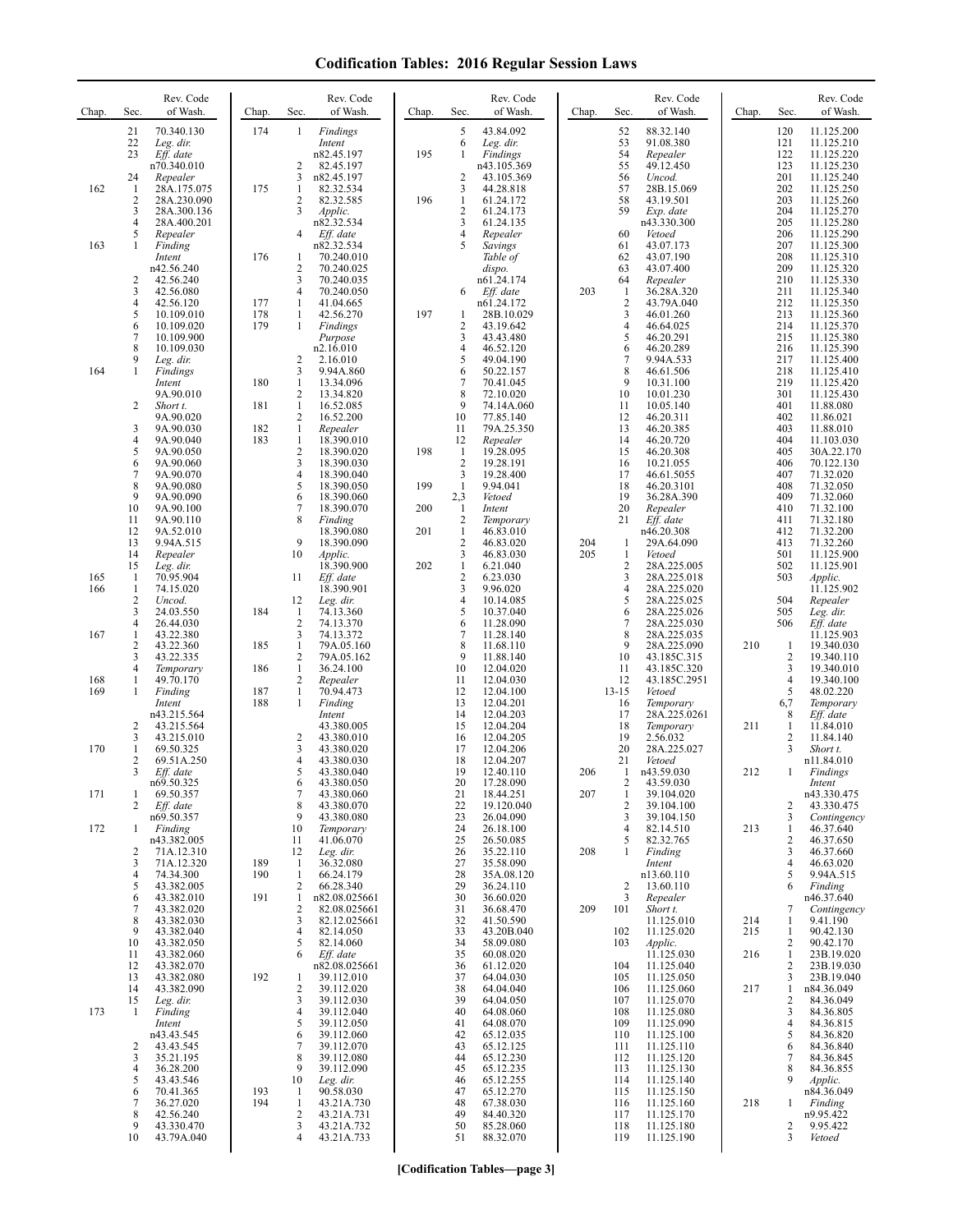# Codification Tables: 2016 Regular Session Laws

| Chap. | Sec. | Rev. Code of Wash. |
|---|---|---|
| | 21 | 70.340.130 |
| | 22 | *Leg. dir.* |
| | 23 | *Eff. date* n70.340.010 |
| | 24 | *Repealer* |
| 162 | 1 | 28A.175.075 |
| | 2 | 28A.230.090 |
| | 3 | 28A.300.136 |
| | 4 | 28A.400.201 |
| | 5 | *Repealer* |
| 163 | 1 | *Finding Intent* n42.56.240 |
| | 2 | 42.56.240 |
| | 3 | 42.56.080 |
| | 4 | 42.56.120 |
| | 5 | 10.109.010 |
| | 6 | 10.109.020 |
| | 7 | 10.109.900 |
| | 8 | 10.109.030 |
| | 9 | *Leg. dir.* |
| 164 | 1 | *Findings Intent* 9A.90.010 |
| | 2 | *Short t.* 9A.90.020 |
| | 3 | 9A.90.030 |
| | 4 | 9A.90.040 |
| | 5 | 9A.90.050 |
| | 6 | 9A.90.060 |
| | 7 | 9A.90.070 |
| | 8 | 9A.90.080 |
| | 9 | 9A.90.090 |
| | 10 | 9A.90.100 |
| | 11 | 9A.90.110 |
| | 12 | 9A.52.010 |
| | 13 | 9.94A.515 |
| | 14 | *Repealer* |
| | 15 | *Leg. dir.* |
| 165 | 1 | 70.95.904 |
| 166 | 1 | 74.15.020 |
| | 2 | *Uncod.* |
| | 3 | 24.03.550 |
| | 4 | 26.44.030 |
| 167 | 1 | 43.22.380 |
| | 2 | 43.22.360 |
| | 3 | 43.22.335 |
| | 4 | *Temporary* |
| 168 | 1 | 49.70.170 |
| 169 | 1 | *Finding Intent* n43.215.564 |
| | 2 | 43.215.564 |
| | 3 | 43.215.010 |
| 170 | 1 | 69.50.325 |
| | 2 | 69.51A.250 |
| | 3 | *Eff. date* n69.50.325 |
| 171 | 1 | 69.50.357 |
| | 2 | *Eff. date* n69.50.357 |
| 172 | 1 | *Finding* n43.382.005 |
| | 2 | 71A.12.310 |
| | 3 | 71A.12.320 |
| | 4 | 74.34.300 |
| | 5 | 43.382.005 |
| | 6 | 43.382.010 |
| | 7 | 43.382.020 |
| | 8 | 43.382.030 |
| | 9 | 43.382.040 |
| | 10 | 43.382.050 |
| | 11 | 43.382.060 |
| | 12 | 43.382.070 |
| | 13 | 43.382.080 |
| | 14 | 43.382.090 |
| | 15 | *Leg. dir.* |
| 173 | 1 | *Finding Intent* n43.43.545 |
| | 2 | 43.43.545 |
| | 3 | 35.21.195 |
| | 4 | 36.28.200 |
| | 5 | 43.43.546 |
| | 6 | 70.41.365 |
| | 7 | 36.27.020 |
| | 8 | 42.56.240 |
| | 9 | 43.330.470 |
| | 10 | 43.79A.040 |
| 174 | 1 | *Findings Intent* n82.45.197 |
| | 2 | 82.45.197 |
| | 3 | n82.45.197 |
| 175 | 1 | 82.32.534 |
| | 2 | 82.32.585 |
| | 3 | *Applic.* n82.32.534 |
| | 4 | *Eff. date* n82.32.534 |
| 176 | 1 | 70.240.010 |
| | 2 | 70.240.025 |
| | 3 | 70.240.035 |
| | 4 | 70.240.050 |
| 177 | 1 | 41.04.665 |
| 178 | 1 | 42.56.270 |
| 179 | 1 | *Findings Purpose* n2.16.010 |
| | 2 | 2.16.010 |
| | 3 | 9.94A.860 |
| 180 | 1 | 13.34.096 |
| | 2 | 13.34.820 |
| 181 | 1 | 16.52.085 |
| | 2 | 16.52.200 |
| 182 | 1 | *Repealer* |
| 183 | 1 | 18.390.010 |
| | 2 | 18.390.020 |
| | 3 | 18.390.030 |
| | 4 | 18.390.040 |
| | 5 | 18.390.050 |
| | 6 | 18.390.060 |
| | 7 | 18.390.070 |
| | 8 | *Finding* 18.390.080 |
| | 9 | 18.390.090 |
| | 10 | *Applic.* 18.390.900 |
| | 11 | *Eff. date* 18.390.901 |
| | 12 | *Leg. dir.* |
| 184 | 1 | 74.13.360 |
| | 2 | 74.13.370 |
| | 3 | 74.13.372 |
| 185 | 1 | 79A.05.160 |
| | 2 | 79A.05.162 |
| 186 | 1 | 36.24.100 |
| | 2 | *Repealer* |
| 187 | 1 | 70.94.473 |
| 188 | 1 | *Finding Intent* 43.380.005 |
| | 2 | 43.380.010 |
| | 3 | 43.380.020 |
| | 4 | 43.380.030 |
| | 5 | 43.380.040 |
| | 6 | 43.380.050 |
| | 7 | 43.380.060 |
| | 8 | 43.380.070 |
| | 9 | 43.380.080 |
| | 10 | *Temporary* |
| | 11 | 41.06.070 |
| | 12 | *Leg. dir.* |
| 189 | 1 | 36.32.080 |
| 190 | 1 | 66.24.179 |
| | 2 | 66.28.340 |
| 191 | 1 | n82.08.025661 |
| | 2 | 82.08.025661 |
| | 3 | 82.12.025661 |
| | 4 | 82.14.050 |
| | 5 | 82.14.060 |
| | 6 | *Eff. date* n82.08.025661 |
| 192 | 1 | 39.112.010 |
| | 2 | 39.112.020 |
| | 3 | 39.112.030 |
| | 4 | 39.112.040 |
| | 5 | 39.112.050 |
| | 6 | 39.112.060 |
| | 7 | 39.112.070 |
| | 8 | 39.112.080 |
| | 9 | 39.112.090 |
| | 10 | *Leg. dir.* |
| 193 | 1 | 90.58.030 |
| 194 | 1 | 43.21A.730 |
| | 2 | 43.21A.731 |
| | 3 | 43.21A.732 |
| | 4 | 43.21A.733 |
| | 5 | 43.84.092 |
| | 6 | *Leg. dir.* |
| 195 | 1 | *Findings* n43.105.369 |
| | 2 | 43.105.369 |
| | 3 | 44.28.818 |
| 196 | 1 | 61.24.172 |
| | 2 | 61.24.173 |
| | 3 | 61.24.135 |
| | 4 | *Repealer* |
| | 5 | *Savings Table of dispo.* n61.24.174 |
| | 6 | *Eff. date* n61.24.172 |
| 197 | 1 | 28B.10.029 |
| | 2 | 43.19.642 |
| | 3 | 43.43.480 |
| | 4 | 46.52.120 |
| | 5 | 49.04.190 |
| | 6 | 50.22.157 |
| | 7 | 70.41.045 |
| | 8 | 72.10.020 |
| | 9 | 74.14A.060 |
| | 10 | 77.85.140 |
| | 11 | 79A.25.350 |
| | 12 | *Repealer* |
| 198 | 1 | 19.28.095 |
| | 2 | 19.28.191 |
| | 3 | 19.28.400 |
| 199 | 1 | 9.94.041 |
| | 2,3 | *Vetoed* |
| 200 | 1 | *Intent* |
| | 2 | *Temporary* |
| 201 | 1 | 46.83.010 |
| | 2 | 46.83.020 |
| | 3 | 46.83.030 |
| 202 | 1 | 6.21.040 |
| | 2 | 6.23.030 |
| | 3 | 9.96.020 |
| | 4 | 10.14.085 |
| | 5 | 10.37.040 |
| | 6 | 11.28.090 |
| | 7 | 11.28.140 |
| | 8 | 11.68.110 |
| | 9 | 11.88.140 |
| | 10 | 12.04.020 |
| | 11 | 12.04.030 |
| | 12 | 12.04.100 |
| | 13 | 12.04.201 |
| | 14 | 12.04.203 |
| | 15 | 12.04.204 |
| | 16 | 12.04.205 |
| | 17 | 12.04.206 |
| | 18 | 12.04.207 |
| | 19 | 12.40.110 |
| | 20 | 17.28.090 |
| | 21 | 18.44.251 |
| | 22 | 19.120.040 |
| | 23 | 26.04.090 |
| | 24 | 26.18.100 |
| | 25 | 26.50.085 |
| | 26 | 35.22.110 |
| | 27 | 35.58.090 |
| | 28 | 35A.08.120 |
| | 29 | 36.24.110 |
| | 30 | 36.60.020 |
| | 31 | 36.68.470 |
| | 32 | 41.50.590 |
| | 33 | 43.20B.040 |
| | 34 | 58.09.080 |
| | 35 | 60.08.020 |
| | 36 | 61.12.020 |
| | 37 | 64.04.030 |
| | 38 | 64.04.040 |
| | 39 | 64.04.050 |
| | 40 | 64.08.060 |
| | 41 | 64.08.070 |
| | 42 | 65.12.035 |
| | 43 | 65.12.125 |
| | 44 | 65.12.230 |
| | 45 | 65.12.235 |
| | 46 | 65.12.255 |
| | 47 | 65.12.270 |
| | 48 | 67.38.030 |
| | 49 | 84.40.320 |
| | 50 | 85.28.060 |
| | 51 | 88.32.070 |
| | 52 | 88.32.140 |
| | 53 | 91.08.380 |
| | 54 | *Repealer* |
| | 55 | 49.12.450 |
| | 56 | *Uncod.* |
| | 57 | 28B.15.069 |
| | 58 | 43.19.501 |
| | 59 | *Exp. date* n43.330.300 |
| | 60 | *Vetoed* |
| | 61 | 43.07.173 |
| | 62 | 43.07.190 |
| | 63 | 43.07.400 |
| | 64 | *Repealer* |
| 203 | 1 | 36.28A.320 |
| | 2 | 43.79A.040 |
| | 3 | 46.01.260 |
| | 4 | 46.64.025 |
| | 5 | 46.20.291 |
| | 6 | 46.20.289 |
| | 7 | 9.94A.533 |
| | 8 | 46.61.506 |
| | 9 | 10.31.100 |
| | 10 | 10.01.230 |
| | 11 | 10.05.140 |
| | 12 | 46.20.311 |
| | 13 | 46.20.385 |
| | 14 | 46.20.720 |
| | 15 | 46.20.308 |
| | 16 | 10.21.055 |
| | 17 | 46.61.5055 |
| | 18 | 46.20.3101 |
| | 19 | 36.28A.390 |
| | 20 | *Repealer* |
| | 21 | *Eff. date* n46.20.308 |
| 204 | 1 | 29A.64.090 |
| 205 | 1 | *Vetoed* |
| | 2 | 28A.225.005 |
| | 3 | 28A.225.018 |
| | 4 | 28A.225.020 |
| | 5 | 28A.225.025 |
| | 6 | 28A.225.026 |
| | 7 | 28A.225.030 |
| | 8 | 28A.225.035 |
| | 9 | 28A.225.090 |
| | 10 | 43.185C.315 |
| | 11 | 43.185C.320 |
| | 12 | 43.185C.2951 |
| | 13-15 | *Vetoed* |
| | 16 | *Temporary* |
| | 17 | 28A.225.0261 |
| | 18 | *Temporary* |
| | 19 | 2.56.032 |
| | 20 | 28A.225.027 |
| | 21 | *Vetoed* |
| 206 | 1 | n43.59.030 |
| | 2 | 43.59.030 |
| 207 | 1 | 39.104.020 |
| | 2 | 39.104.100 |
| | 3 | 39.104.150 |
| | 4 | 82.14.510 |
| | 5 | 82.32.765 |
| 208 | 1 | *Finding Intent* n13.60.110 |
| | 2 | 13.60.110 |
| | 3 | *Repealer* |
| 209 | 101 | *Short t.* 11.125.010 |
| | 102 | 11.125.020 |
| | 103 | *Applic.* 11.125.030 |
| | 104 | 11.125.040 |
| | 105 | 11.125.050 |
| | 106 | 11.125.060 |
| | 107 | 11.125.070 |
| | 108 | 11.125.080 |
| | 109 | 11.125.090 |
| | 110 | 11.125.100 |
| | 111 | 11.125.110 |
| | 112 | 11.125.120 |
| | 113 | 11.125.130 |
| | 114 | 11.125.140 |
| | 115 | 11.125.150 |
| | 116 | 11.125.160 |
| | 117 | 11.125.170 |
| | 118 | 11.125.180 |
| | 119 | 11.125.190 |
| | 120 | 11.125.200 |
| | 121 | 11.125.210 |
| | 122 | 11.125.220 |
| | 123 | 11.125.230 |
| | 201 | 11.125.240 |
| | 202 | 11.125.250 |
| | 203 | 11.125.260 |
| | 204 | 11.125.270 |
| | 205 | 11.125.280 |
| | 206 | 11.125.290 |
| | 207 | 11.125.300 |
| | 208 | 11.125.310 |
| | 209 | 11.125.320 |
| | 210 | 11.125.330 |
| | 211 | 11.125.340 |
| | 212 | 11.125.350 |
| | 213 | 11.125.360 |
| | 214 | 11.125.370 |
| | 215 | 11.125.380 |
| | 216 | 11.125.390 |
| | 217 | 11.125.400 |
| | 218 | 11.125.410 |
| | 219 | 11.125.420 |
| | 301 | 11.125.430 |
| | 401 | 11.88.080 |
| | 402 | 11.86.021 |
| | 403 | 11.88.010 |
| | 404 | 11.103.030 |
| | 405 | 30A.22.170 |
| | 406 | 70.122.130 |
| | 407 | 71.32.020 |
| | 408 | 71.32.050 |
| | 409 | 71.32.060 |
| | 410 | 71.32.100 |
| | 411 | 71.32.180 |
| | 412 | 71.32.200 |
| | 413 | 71.32.260 |
| | 501 | 11.125.900 |
| | 502 | 11.125.901 |
| | 503 | *Applic.* 11.125.902 |
| | 504 | *Repealer* |
| | 505 | *Leg. dir.* |
| | 506 | *Eff. date* 11.125.903 |
| 210 | 1 | 19.340.030 |
| | 2 | 19.340.110 |
| | 3 | 19.340.010 |
| | 4 | 19.340.100 |
| | 5 | 48.02.220 |
| | 6,7 | *Temporary* |
| | 8 | *Eff. date* |
| 211 | 1 | 11.84.010 |
| | 2 | 11.84.140 |
| | 3 | *Short t.* n11.84.010 |
| 212 | 1 | *Findings Intent* n43.330.475 |
| | 2 | 43.330.475 |
| | 3 | *Contingency* |
| 213 | 1 | 46.37.640 |
| | 2 | 46.37.650 |
| | 3 | 46.37.660 |
| | 4 | 46.63.020 |
| | 5 | 9.94A.515 |
| | 6 | *Finding* n46.37.640 |
| | 7 | *Contingency* |
| 214 | 1 | 9.41.190 |
| 215 | 1 | 90.42.130 |
| | 2 | 90.42.170 |
| 216 | 1 | 23B.19.020 |
| | 2 | 23B.19.030 |
| | 3 | 23B.19.040 |
| 217 | 1 | n84.36.049 |
| | 2 | 84.36.049 |
| | 3 | 84.36.805 |
| | 4 | 84.36.815 |
| | 5 | 84.36.820 |
| | 6 | 84.36.840 |
| | 7 | 84.36.845 |
| | 8 | 84.36.855 |
| | 9 | *Applic.* n84.36.049 |
| 218 | 1 | *Finding* n9.95.422 |
| | 2 | 9.95.422 |
| | 3 | *Vetoed* |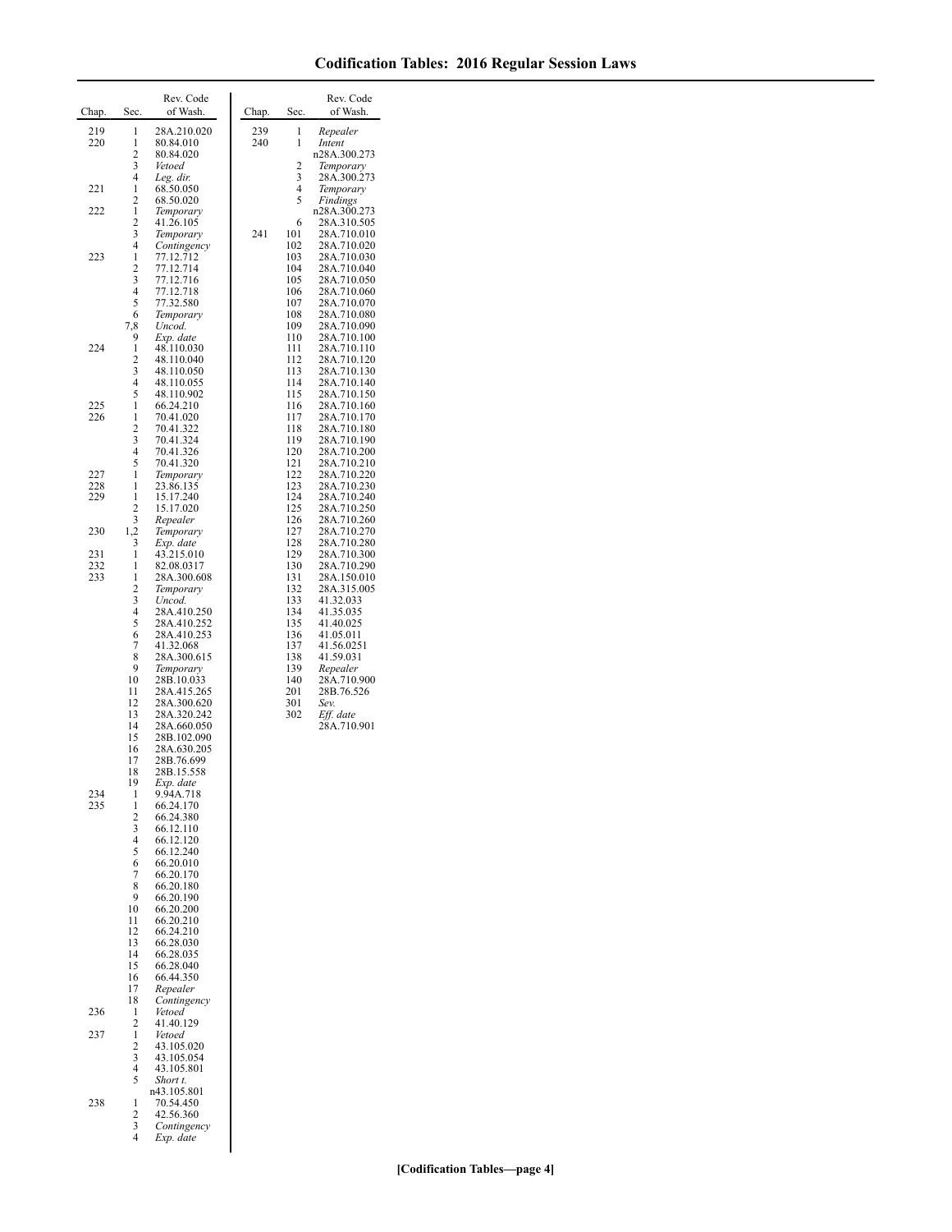# Codification Tables: 2016 Regular Session Laws

| Chap. | Sec. | Rev. Code of Wash. |
|---|---|---|
| 219 | 1 | 28A.210.020 |
| 220 | 1 | 80.84.010 |
| | 2 | 80.84.020 |
| | 3 | *Vetoed* |
| | 4 | *Leg. dir.* |
| 221 | 1 | 68.50.050 |
| | 2 | 68.50.020 |
| 222 | 1 | *Temporary* |
| | 2 | 41.26.105 |
| | 3 | *Temporary* |
| | 4 | *Contingency* |
| 223 | 1 | 77.12.712 |
| | 2 | 77.12.714 |
| | 3 | 77.12.716 |
| | 4 | 77.12.718 |
| | 5 | 77.32.580 |
| | 6 | *Temporary* |
| | 7,8 | *Uncod.* |
| | 9 | *Exp. date* |
| 224 | 1 | 48.110.030 |
| | 2 | 48.110.040 |
| | 3 | 48.110.050 |
| | 4 | 48.110.055 |
| | 5 | 48.110.902 |
| 225 | 1 | 66.24.210 |
| 226 | 1 | 70.41.020 |
| | 2 | 70.41.322 |
| | 3 | 70.41.324 |
| | 4 | 70.41.326 |
| | 5 | 70.41.320 |
| 227 | 1 | *Temporary* |
| 228 | 1 | 23.86.135 |
| 229 | 1 | 15.17.240 |
| | 2 | 15.17.020 |
| | 3 | *Repealer* |
| 230 | 1,2 | *Temporary* |
| | 3 | *Exp. date* |
| 231 | 1 | 43.215.010 |
| 232 | 1 | 82.08.0317 |
| 233 | 1 | 28A.300.608 |
| | 2 | *Temporary* |
| | 3 | *Uncod.* |
| | 4 | 28A.410.250 |
| | 5 | 28A.410.252 |
| | 6 | 28A.410.253 |
| | 7 | 41.32.068 |
| | 8 | 28A.300.615 |
| | 9 | *Temporary* |
| | 10 | 28B.10.033 |
| | 11 | 28A.415.265 |
| | 12 | 28A.300.620 |
| | 13 | 28A.320.242 |
| | 14 | 28A.660.050 |
| | 15 | 28B.102.090 |
| | 16 | 28A.630.205 |
| | 17 | 28B.76.699 |
| | 18 | 28B.15.558 |
| | 19 | *Exp. date* |
| 234 | 1 | 9.94A.718 |
| 235 | 1 | 66.24.170 |
| | 2 | 66.24.380 |
| | 3 | 66.12.110 |
| | 4 | 66.12.120 |
| | 5 | 66.12.240 |
| | 6 | 66.20.010 |
| | 7 | 66.20.170 |
| | 8 | 66.20.180 |
| | 9 | 66.20.190 |
| | 10 | 66.20.200 |
| | 11 | 66.20.210 |
| | 12 | 66.24.210 |
| | 13 | 66.28.030 |
| | 14 | 66.28.035 |
| | 15 | 66.28.040 |
| | 16 | 66.44.350 |
| | 17 | *Repealer* |
| | 18 | *Contingency* |
| 236 | 1 | *Vetoed* |
| | 2 | 41.40.129 |
| 237 | 1 | *Vetoed* |
| | 2 | 43.105.020 |
| | 3 | 43.105.054 |
| | 4 | 43.105.801 |
| | 5 | *Short t.* n43.105.801 |
| 238 | 1 | 70.54.450 |
| | 2 | 42.56.360 |
| | 3 | *Contingency* |
| | 4 | *Exp. date* |
| 239 | 1 | *Repealer* |
| 240 | 1 | *Intent* n28A.300.273 |
| | 2 | *Temporary* |
| | 3 | 28A.300.273 |
| | 4 | *Temporary* |
| | 5 | *Findings* n28A.300.273 |
| | 6 | 28A.310.505 |
| 241 | 101 | 28A.710.010 |
| | 102 | 28A.710.020 |
| | 103 | 28A.710.030 |
| | 104 | 28A.710.040 |
| | 105 | 28A.710.050 |
| | 106 | 28A.710.060 |
| | 107 | 28A.710.070 |
| | 108 | 28A.710.080 |
| | 109 | 28A.710.090 |
| | 110 | 28A.710.100 |
| | 111 | 28A.710.110 |
| | 112 | 28A.710.120 |
| | 113 | 28A.710.130 |
| | 114 | 28A.710.140 |
| | 115 | 28A.710.150 |
| | 116 | 28A.710.160 |
| | 117 | 28A.710.170 |
| | 118 | 28A.710.180 |
| | 119 | 28A.710.190 |
| | 120 | 28A.710.200 |
| | 121 | 28A.710.210 |
| | 122 | 28A.710.220 |
| | 123 | 28A.710.230 |
| | 124 | 28A.710.240 |
| | 125 | 28A.710.250 |
| | 126 | 28A.710.260 |
| | 127 | 28A.710.270 |
| | 128 | 28A.710.280 |
| | 129 | 28A.710.300 |
| | 130 | 28A.710.290 |
| | 131 | 28A.150.010 |
| | 132 | 28A.315.005 |
| | 133 | 41.32.033 |
| | 134 | 41.35.035 |
| | 135 | 41.40.025 |
| | 136 | 41.05.011 |
| | 137 | 41.56.0251 |
| | 138 | 41.59.031 |
| | 139 | *Repealer* |
| | 140 | 28A.710.900 |
| | 201 | 28B.76.526 |
| | 301 | *Sev.* |
| | 302 | *Eff. date* 28A.710.901 |